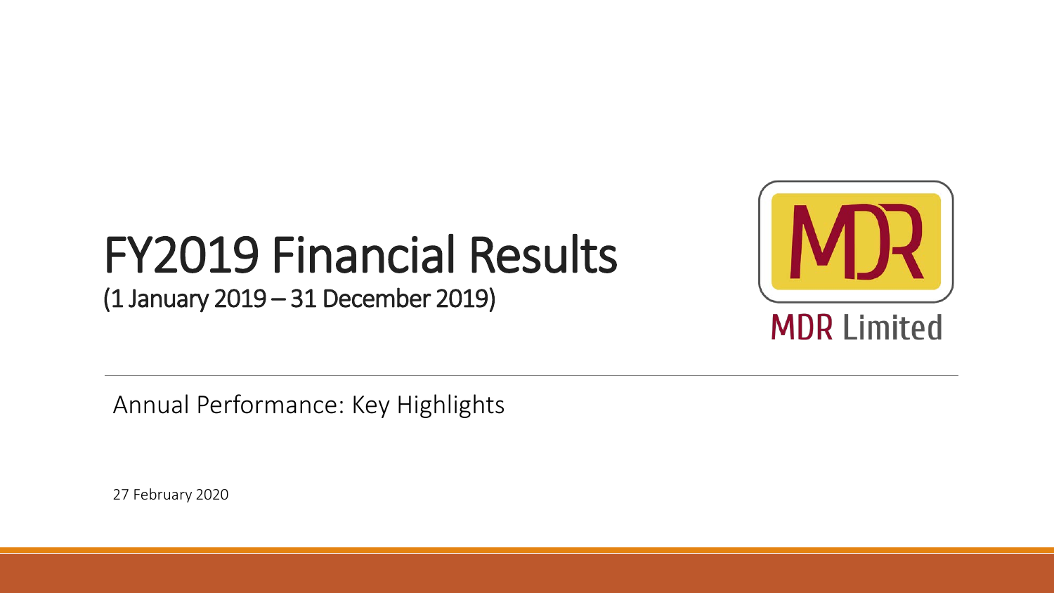# FY2019 Financial Results

(1 January 2019 – 31 December 2019)

MDR Limited

Annual Performance: Key Highlights

27 February 2020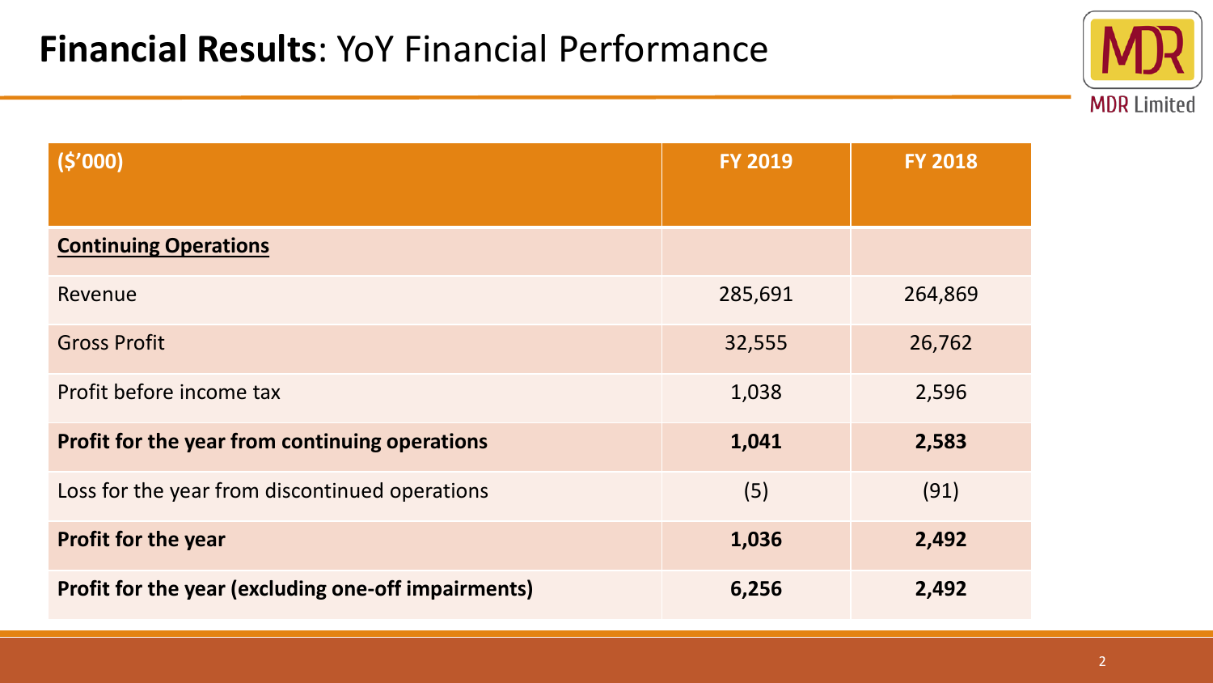# **Financial Results**: YoY Financial Performance

| (\$'000) | FY 2019 | FY 2018 |
|---|---|---|
| **Continuing Operations** | | |
| Revenue | 285,691 | 264,869 |
| Gross Profit | 32,555 | 26,762 |
| Profit before income tax | 1,038 | 2,596 |
| **Profit for the year from continuing operations** | **1,041** | **2,583** |
| Loss for the year from discontinued operations | (5) | (91) |
| **Profit for the year** | **1,036** | **2,492** |
| **Profit for the year (excluding one-off impairments)** | **6,256** | **2,492** |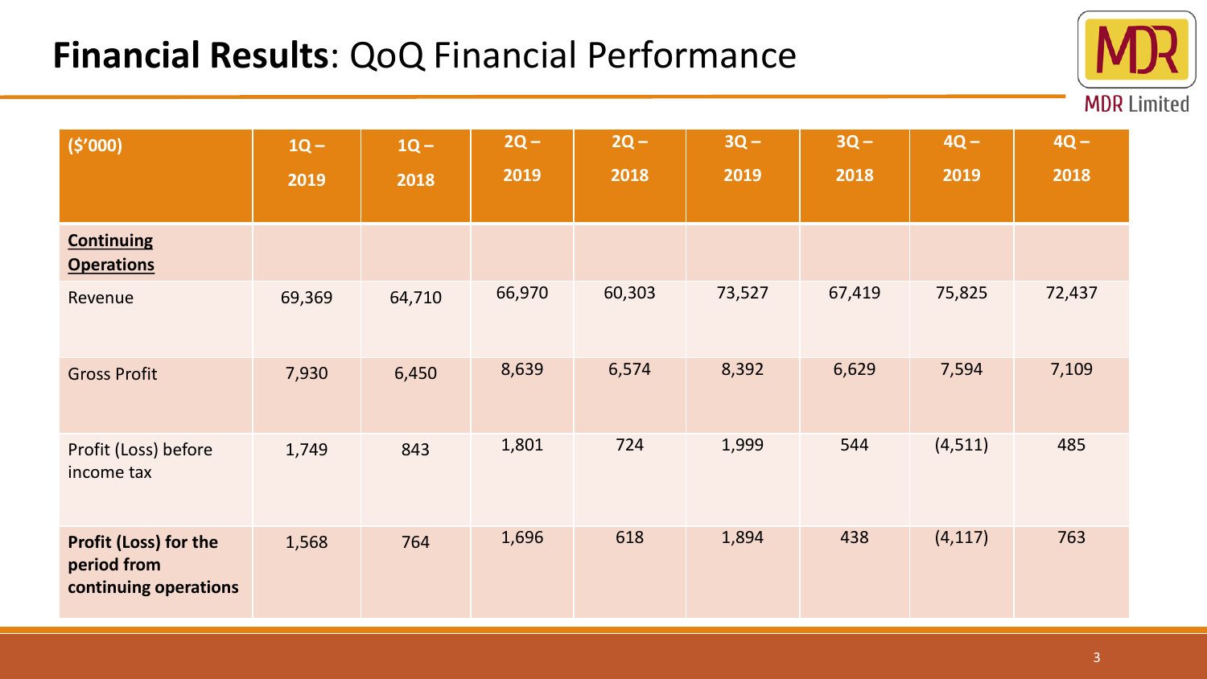# **Financial Results**: QoQ Financial Performance

| ($'000) | 1Q – 2019 | 1Q – 2018 | 2Q – 2019 | 2Q – 2018 | 3Q – 2019 | 3Q – 2018 | 4Q – 2019 | 4Q – 2018 |
|---|---|---|---|---|---|---|---|---|
| **Continuing Operations** | | | | | | | | |
| Revenue | 69,369 | 64,710 | 66,970 | 60,303 | 73,527 | 67,419 | 75,825 | 72,437 |
| Gross Profit | 7,930 | 6,450 | 8,639 | 6,574 | 8,392 | 6,629 | 7,594 | 7,109 |
| Profit (Loss) before income tax | 1,749 | 843 | 1,801 | 724 | 1,999 | 544 | (4,511) | 485 |
| **Profit (Loss) for the period from continuing operations** | 1,568 | 764 | 1,696 | 618 | 1,894 | 438 | (4,117) | 763 |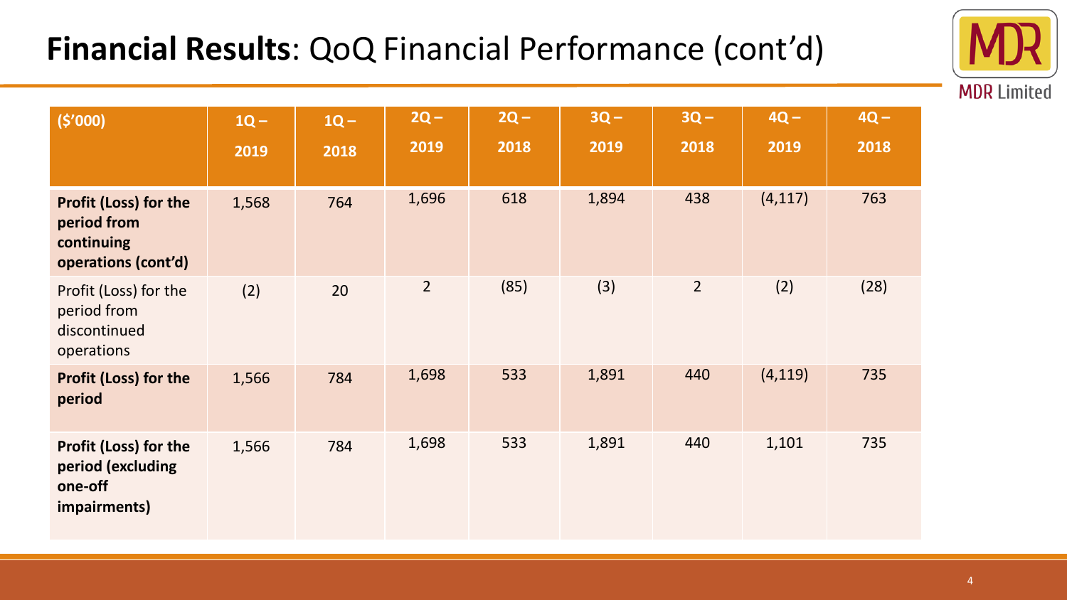# **Financial Results**: QoQ Financial Performance (cont'd)

| ($'000) | 1Q – 2019 | 1Q – 2018 | 2Q – 2019 | 2Q – 2018 | 3Q – 2019 | 3Q – 2018 | 4Q – 2019 | 4Q – 2018 |
|---|---|---|---|---|---|---|---|---|
| **Profit (Loss) for the period from continuing operations (cont'd)** | 1,568 | 764 | 1,696 | 618 | 1,894 | 438 | (4,117) | 763 |
| Profit (Loss) for the period from discontinued operations | (2) | 20 | 2 | (85) | (3) | 2 | (2) | (28) |
| **Profit (Loss) for the period** | 1,566 | 784 | 1,698 | 533 | 1,891 | 440 | (4,119) | 735 |
| **Profit (Loss) for the period (excluding one-off impairments)** | 1,566 | 784 | 1,698 | 533 | 1,891 | 440 | 1,101 | 735 |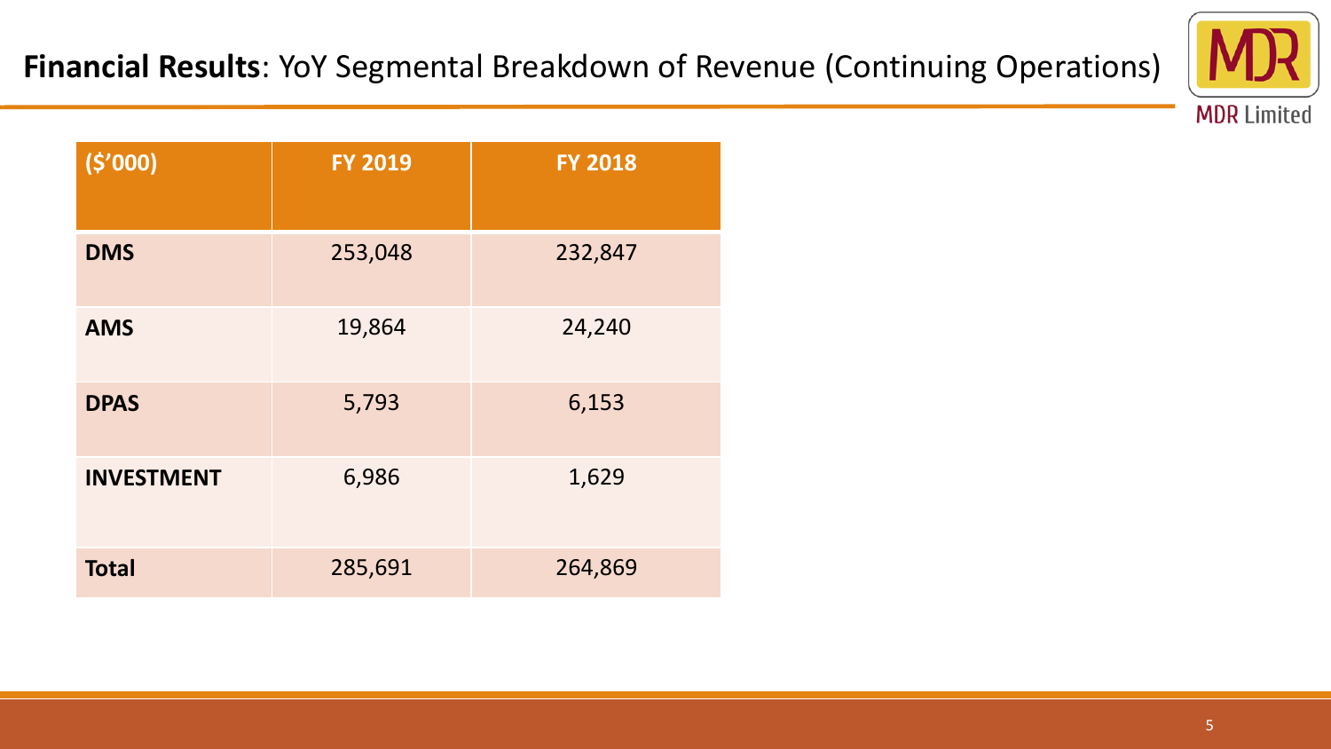## **Financial Results**: YoY Segmental Breakdown of Revenue (Continuing Operations)

| ($'000) | FY 2019 | FY 2018 |
|---|---|---|
| **DMS** | 253,048 | 232,847 |
| **AMS** | 19,864 | 24,240 |
| **DPAS** | 5,793 | 6,153 |
| **INVESTMENT** | 6,986 | 1,629 |
| **Total** | 285,691 | 264,869 |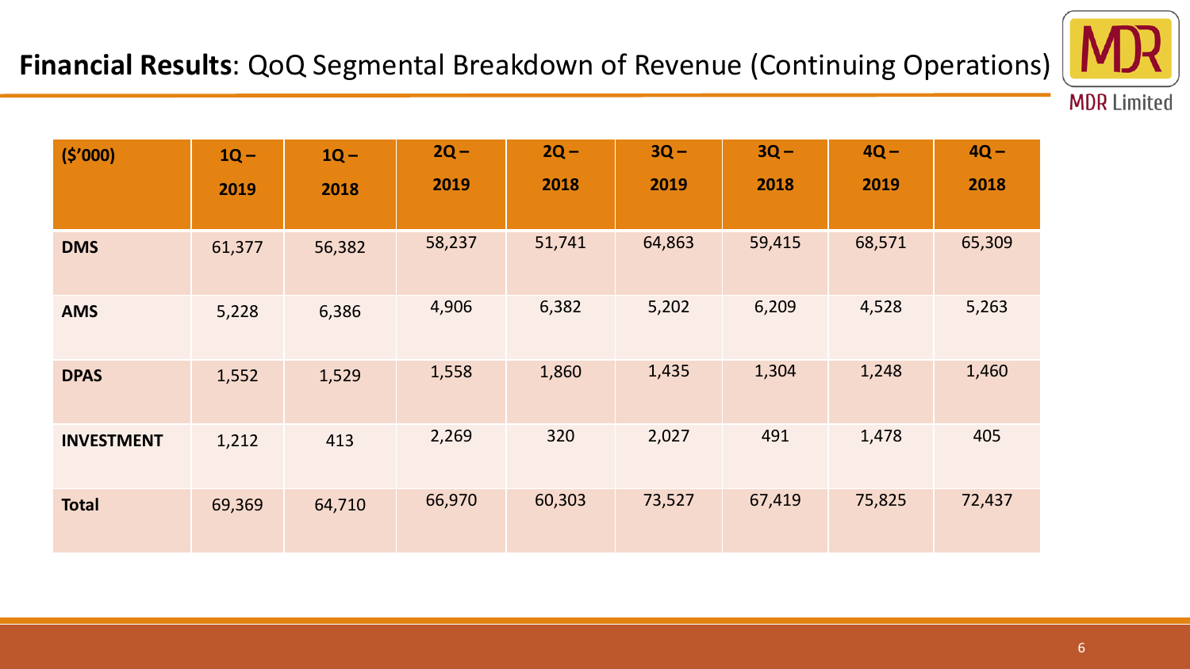## **Financial Results**: QoQ Segmental Breakdown of Revenue (Continuing Operations)

MDR Limited

| ($'000) | 1Q – 2019 | 1Q – 2018 | 2Q – 2019 | 2Q – 2018 | 3Q – 2019 | 3Q – 2018 | 4Q – 2019 | 4Q – 2018 |
|---|---|---|---|---|---|---|---|---|
| **DMS** | 61,377 | 56,382 | 58,237 | 51,741 | 64,863 | 59,415 | 68,571 | 65,309 |
| **AMS** | 5,228 | 6,386 | 4,906 | 6,382 | 5,202 | 6,209 | 4,528 | 5,263 |
| **DPAS** | 1,552 | 1,529 | 1,558 | 1,860 | 1,435 | 1,304 | 1,248 | 1,460 |
| **INVESTMENT** | 1,212 | 413 | 2,269 | 320 | 2,027 | 491 | 1,478 | 405 |
| **Total** | 69,369 | 64,710 | 66,970 | 60,303 | 73,527 | 67,419 | 75,825 | 72,437 |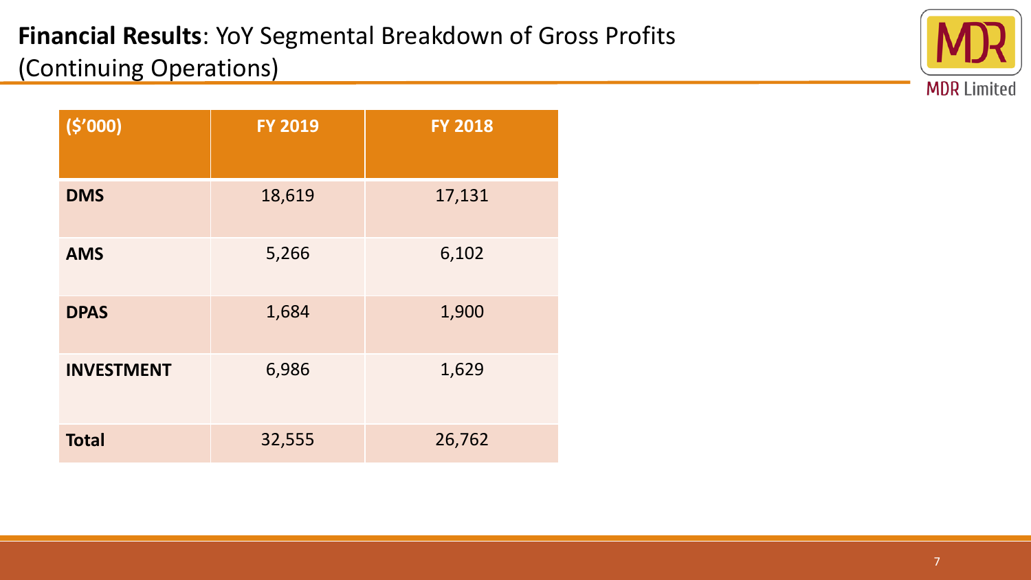# **Financial Results**: YoY Segmental Breakdown of Gross Profits (Continuing Operations)

| ($'000) | FY 2019 | FY 2018 |
|---|---|---|
| **DMS** | 18,619 | 17,131 |
| **AMS** | 5,266 | 6,102 |
| **DPAS** | 1,684 | 1,900 |
| **INVESTMENT** | 6,986 | 1,629 |
| **Total** | 32,555 | 26,762 |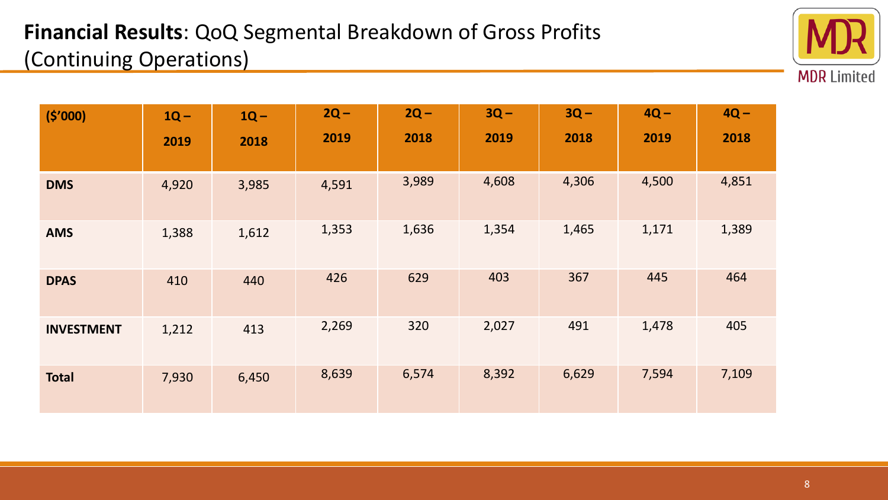## **Financial Results**: QoQ Segmental Breakdown of Gross Profits (Continuing Operations)

MDR Limited

| ($'000) | 1Q – 2019 | 1Q – 2018 | 2Q – 2019 | 2Q – 2018 | 3Q – 2019 | 3Q – 2018 | 4Q – 2019 | 4Q – 2018 |
|---|---|---|---|---|---|---|---|---|
| **DMS** | 4,920 | 3,985 | 4,591 | 3,989 | 4,608 | 4,306 | 4,500 | 4,851 |
| **AMS** | 1,388 | 1,612 | 1,353 | 1,636 | 1,354 | 1,465 | 1,171 | 1,389 |
| **DPAS** | 410 | 440 | 426 | 629 | 403 | 367 | 445 | 464 |
| **INVESTMENT** | 1,212 | 413 | 2,269 | 320 | 2,027 | 491 | 1,478 | 405 |
| **Total** | 7,930 | 6,450 | 8,639 | 6,574 | 8,392 | 6,629 | 7,594 | 7,109 |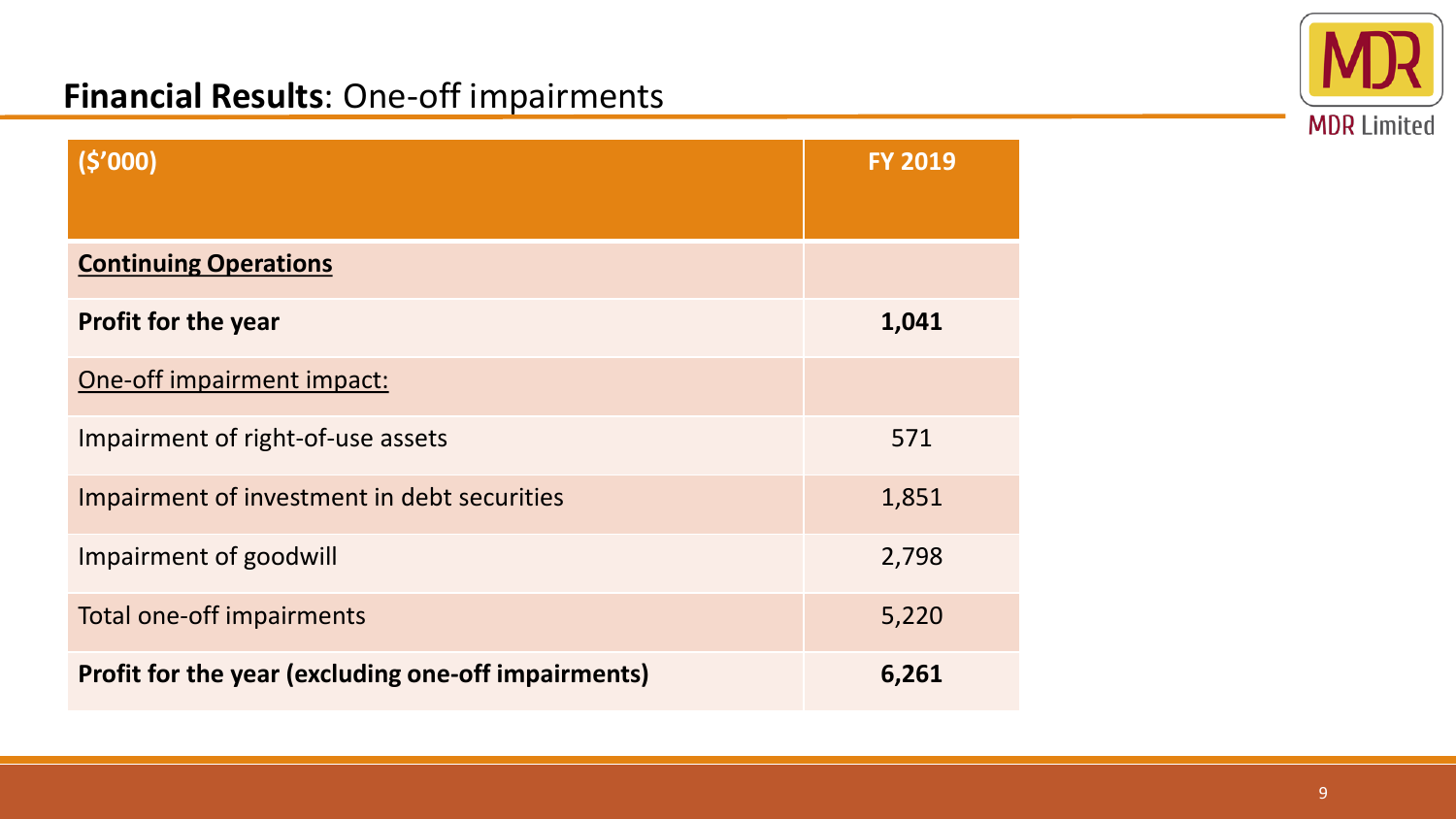## **Financial Results**: One-off impairments

| ($'000) | FY 2019 |
|---|---|
| **Continuing Operations** | |
| **Profit for the year** | **1,041** |
| One-off impairment impact: | |
| Impairment of right-of-use assets | 571 |
| Impairment of investment in debt securities | 1,851 |
| Impairment of goodwill | 2,798 |
| Total one-off impairments | 5,220 |
| **Profit for the year (excluding one-off impairments)** | **6,261** |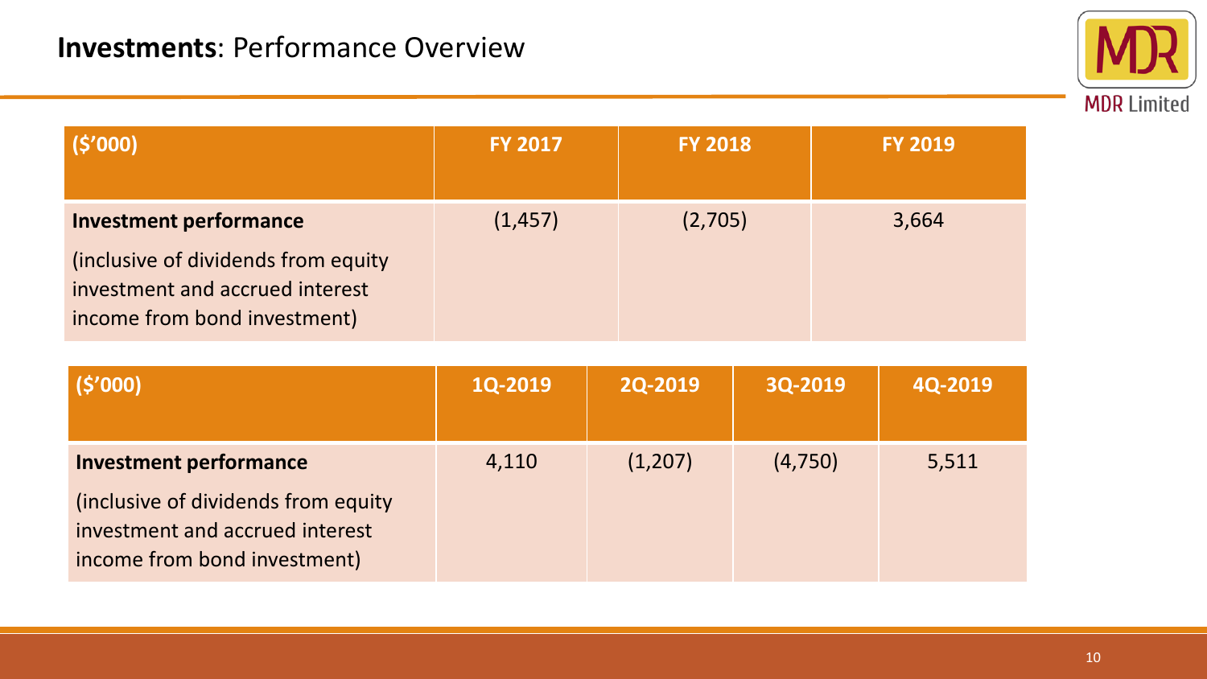## **Investments**: Performance Overview

| ($'000) | FY 2017 | FY 2018 | FY 2019 |
|---|---|---|---|
| **Investment performance**<br>(inclusive of dividends from equity investment and accrued interest income from bond investment) | (1,457) | (2,705) | 3,664 |

| ($'000) | 1Q-2019 | 2Q-2019 | 3Q-2019 | 4Q-2019 |
|---|---|---|---|---|
| **Investment performance**<br>(inclusive of dividends from equity investment and accrued interest income from bond investment) | 4,110 | (1,207) | (4,750) | 5,511 |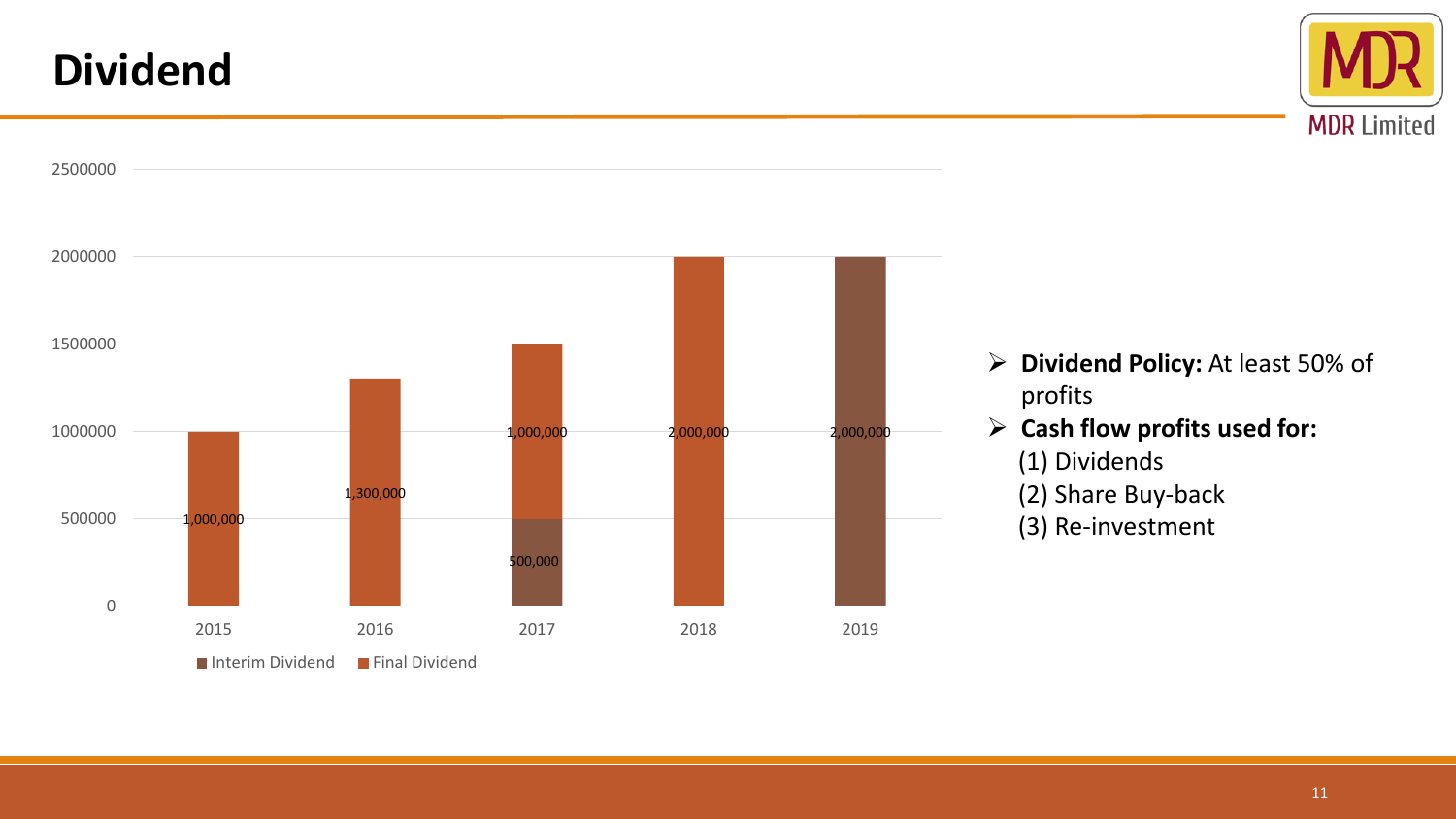# Dividend

| Year | Interim Dividend | Final Dividend |
| --- | --- | --- |
| 2015 | | 1,000,000 |
| 2016 | | 1,300,000 |
| 2017 | 500,000 | 1,000,000 |
| 2018 | | 2,000,000 |
| 2019 | 2,000,000 | |

- **Dividend Policy:** At least 50% of profits
- **Cash flow profits used for:**
  (1) Dividends
  (2) Share Buy-back
  (3) Re-investment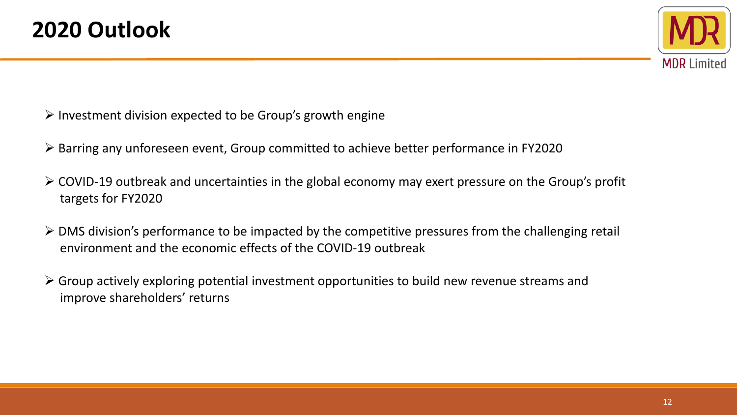# 2020 Outlook

- Investment division expected to be Group's growth engine
- Barring any unforeseen event, Group committed to achieve better performance in FY2020
- COVID-19 outbreak and uncertainties in the global economy may exert pressure on the Group's profit targets for FY2020
- DMS division's performance to be impacted by the competitive pressures from the challenging retail environment and the economic effects of the COVID-19 outbreak
- Group actively exploring potential investment opportunities to build new revenue streams and improve shareholders' returns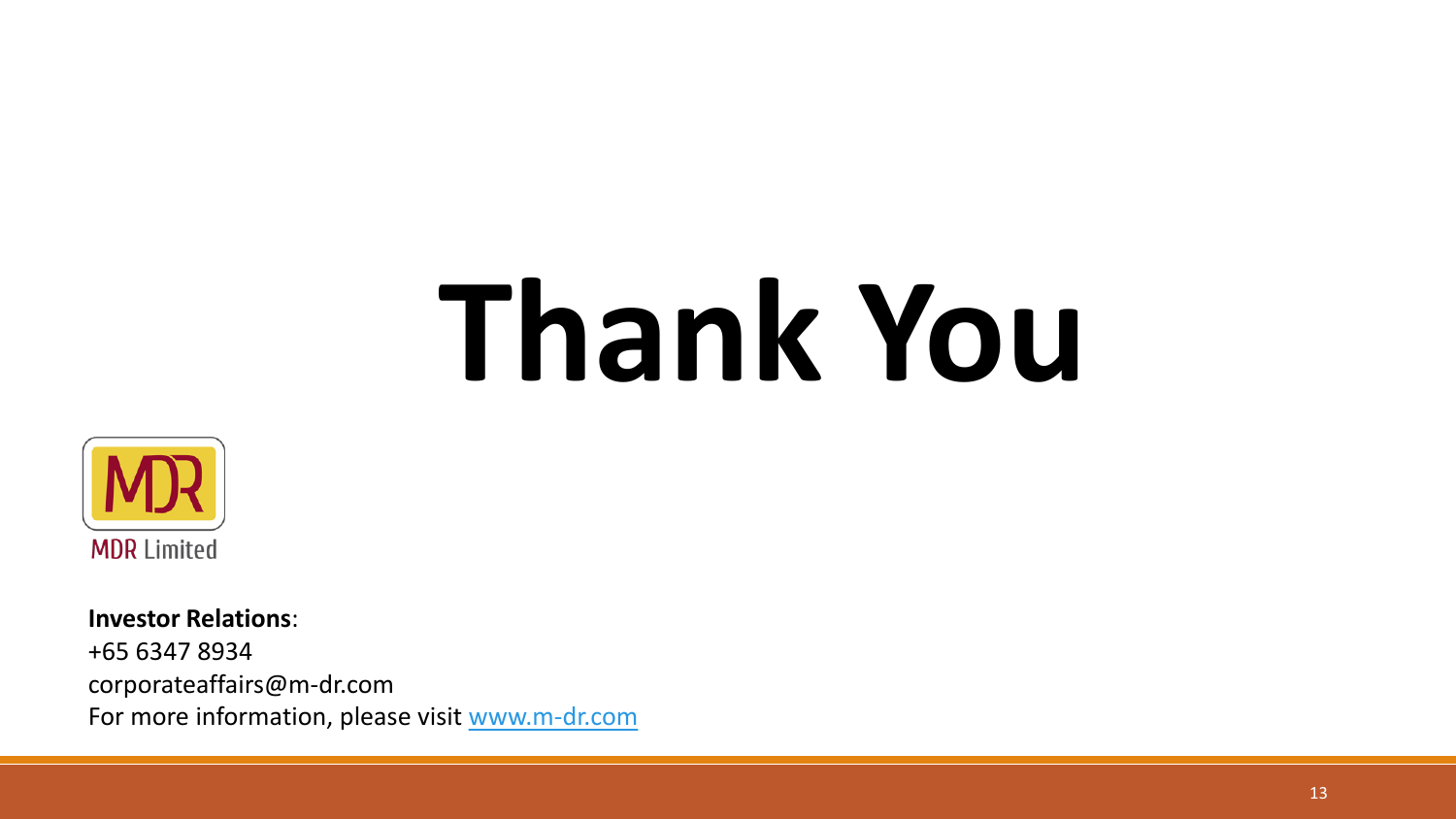# Thank You

MDR Limited

**Investor Relations**:
+65 6347 8934
corporateaffairs@m-dr.com
For more information, please visit www.m-dr.com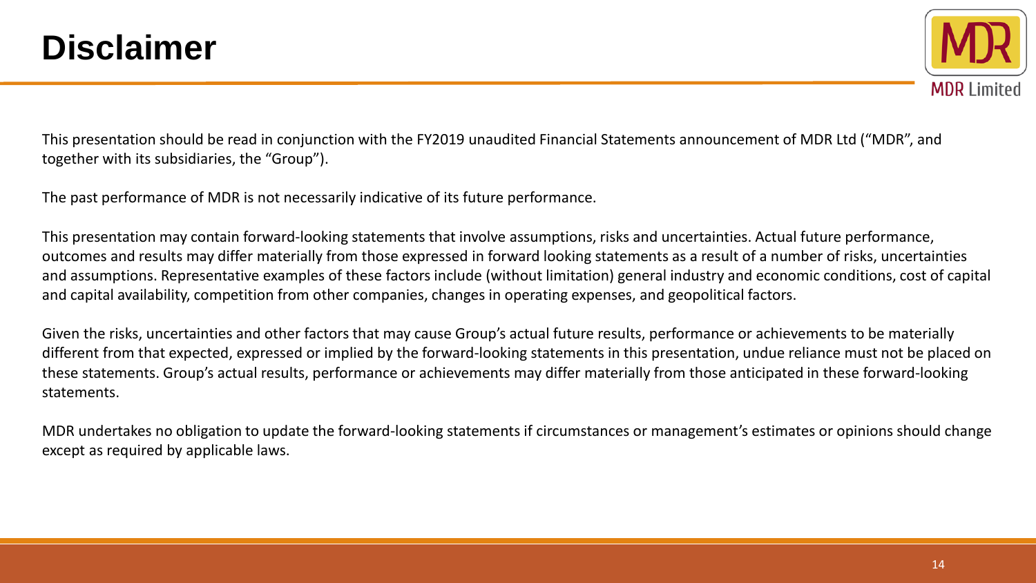# Disclaimer

MDR Limited

This presentation should be read in conjunction with the FY2019 unaudited Financial Statements announcement of MDR Ltd ("MDR", and together with its subsidiaries, the "Group").

The past performance of MDR is not necessarily indicative of its future performance.

This presentation may contain forward-looking statements that involve assumptions, risks and uncertainties. Actual future performance, outcomes and results may differ materially from those expressed in forward looking statements as a result of a number of risks, uncertainties and assumptions. Representative examples of these factors include (without limitation) general industry and economic conditions, cost of capital and capital availability, competition from other companies, changes in operating expenses, and geopolitical factors.

Given the risks, uncertainties and other factors that may cause Group's actual future results, performance or achievements to be materially different from that expected, expressed or implied by the forward-looking statements in this presentation, undue reliance must not be placed on these statements. Group's actual results, performance or achievements may differ materially from those anticipated in these forward-looking statements.

MDR undertakes no obligation to update the forward-looking statements if circumstances or management's estimates or opinions should change except as required by applicable laws.